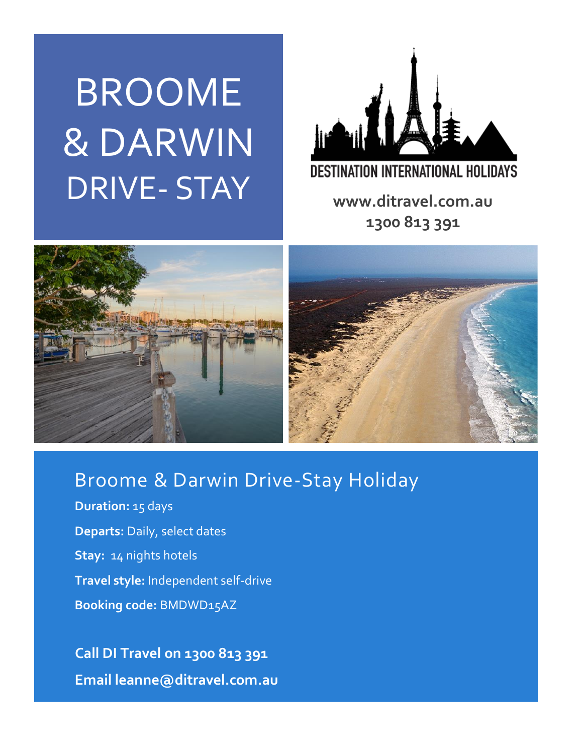# BROOME & DARWIN DRIVE- STAY

DESTINATION INTERNATIONAL HOLIDAYS

**www.ditravel.com.au**
**1300 813 391**

## Broome & Darwin Drive-Stay Holiday

**Duration:** 15 days

**Departs:** Daily, select dates

**Stay:** 14 nights hotels

**Travel style:** Independent self-drive

**Booking code:** BMDWD15AZ

**Call DI Travel on 1300 813 391**

**Email leanne@ditravel.com.au**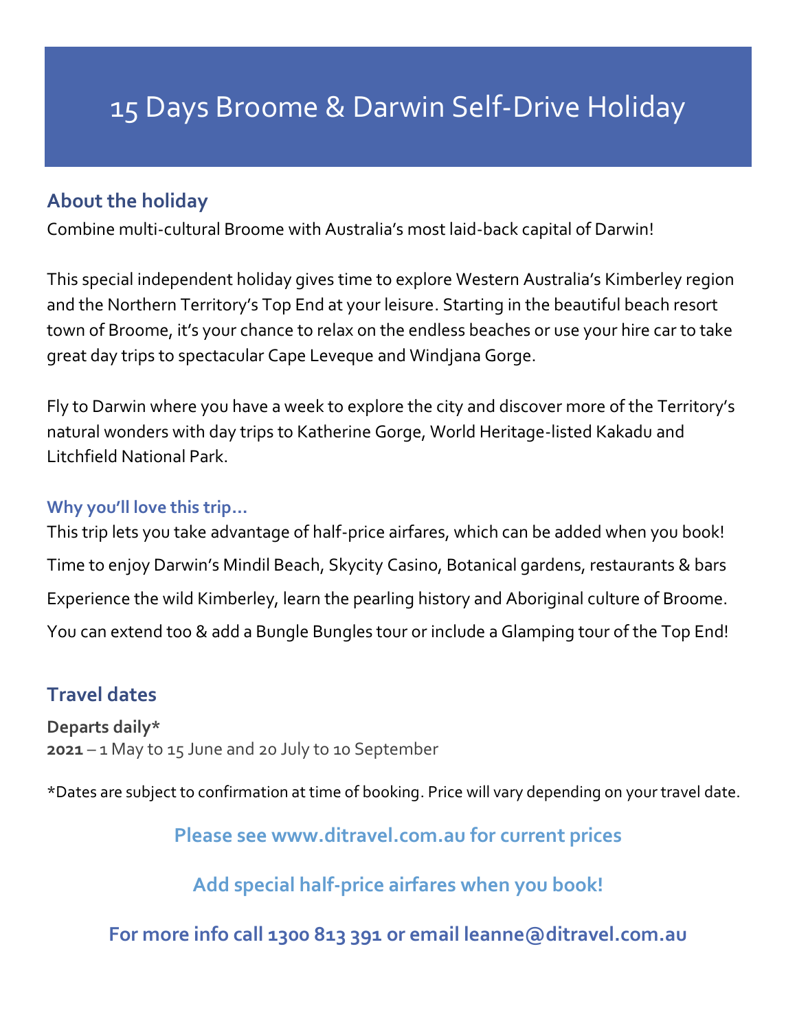# 15 Days Broome & Darwin Self-Drive Holiday

## About the holiday

Combine multi-cultural Broome with Australia's most laid-back capital of Darwin!

This special independent holiday gives time to explore Western Australia's Kimberley region and the Northern Territory's Top End at your leisure. Starting in the beautiful beach resort town of Broome, it's your chance to relax on the endless beaches or use your hire car to take great day trips to spectacular Cape Leveque and Windjana Gorge.

Fly to Darwin where you have a week to explore the city and discover more of the Territory's natural wonders with day trips to Katherine Gorge, World Heritage-listed Kakadu and Litchfield National Park.

### Why you'll love this trip…

This trip lets you take advantage of half-price airfares, which can be added when you book!

Time to enjoy Darwin's Mindil Beach, Skycity Casino, Botanical gardens, restaurants & bars

Experience the wild Kimberley, learn the pearling history and Aboriginal culture of Broome.

You can extend too & add a Bungle Bungles tour or include a Glamping tour of the Top End!

## Travel dates

**Departs daily***
**2021** – 1 May to 15 June and 20 July to 10 September

*Dates are subject to confirmation at time of booking. Price will vary depending on your travel date.

**Please see www.ditravel.com.au for current prices**

**Add special half-price airfares when you book!**

**For more info call 1300 813 391 or email leanne@ditravel.com.au**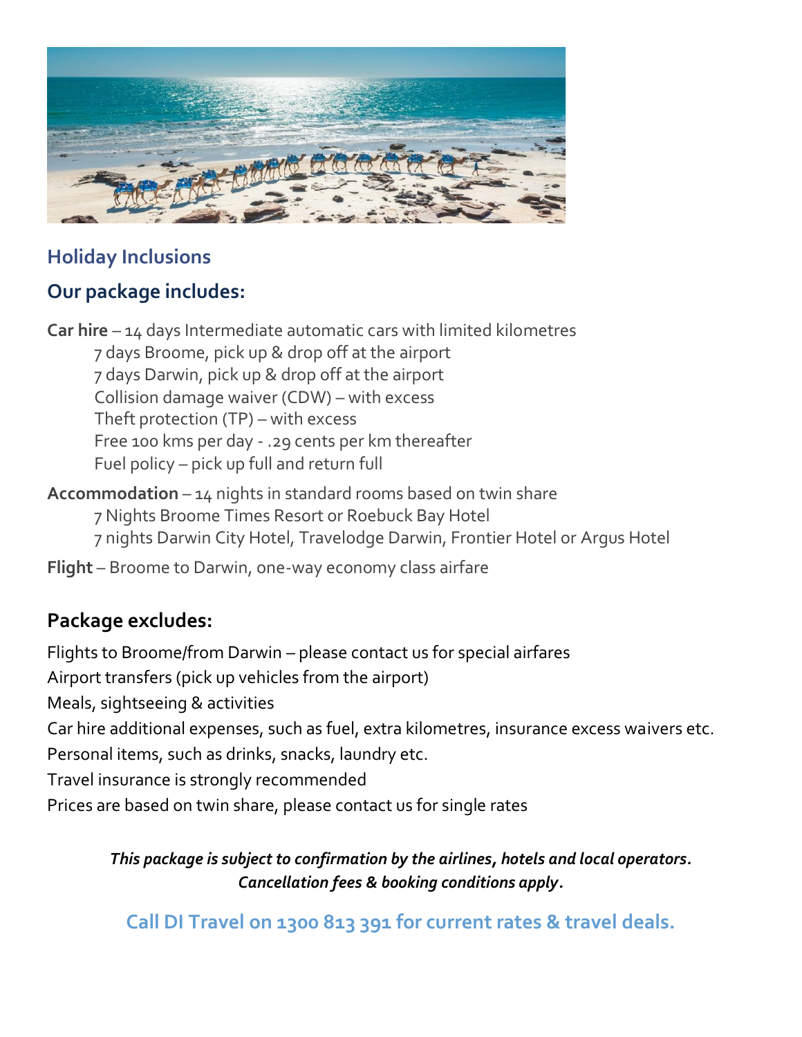## Holiday Inclusions

### Our package includes:

**Car hire** – 14 days Intermediate automatic cars with limited kilometres

- 7 days Broome, pick up & drop off at the airport
- 7 days Darwin, pick up & drop off at the airport
- Collision damage waiver (CDW) – with excess
- Theft protection (TP) – with excess
- Free 100 kms per day - .29 cents per km thereafter
- Fuel policy – pick up full and return full

**Accommodation** – 14 nights in standard rooms based on twin share

- 7 Nights Broome Times Resort or Roebuck Bay Hotel
- 7 nights Darwin City Hotel, Travelodge Darwin, Frontier Hotel or Argus Hotel

**Flight** – Broome to Darwin, one-way economy class airfare

### Package excludes:

Flights to Broome/from Darwin – please contact us for special airfares

Airport transfers (pick up vehicles from the airport)

Meals, sightseeing & activities

Car hire additional expenses, such as fuel, extra kilometres, insurance excess waivers etc.

Personal items, such as drinks, snacks, laundry etc.

Travel insurance is strongly recommended

Prices are based on twin share, please contact us for single rates

***This package is subject to confirmation by the airlines, hotels and local operators. Cancellation fees & booking conditions apply.***

**Call DI Travel on 1300 813 391 for current rates & travel deals.**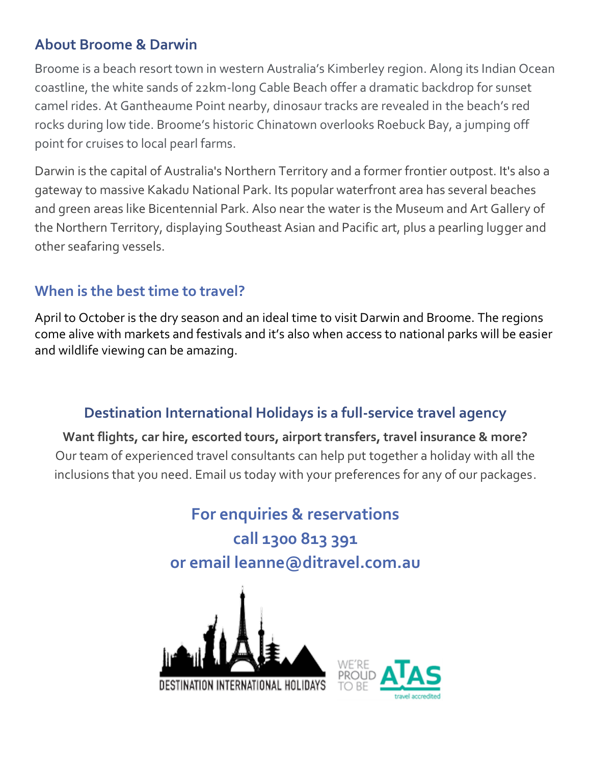## About Broome & Darwin

Broome is a beach resort town in western Australia's Kimberley region. Along its Indian Ocean coastline, the white sands of 22km-long Cable Beach offer a dramatic backdrop for sunset camel rides. At Gantheaume Point nearby, dinosaur tracks are revealed in the beach's red rocks during low tide. Broome's historic Chinatown overlooks Roebuck Bay, a jumping off point for cruises to local pearl farms.

Darwin is the capital of Australia's Northern Territory and a former frontier outpost. It's also a gateway to massive Kakadu National Park. Its popular waterfront area has several beaches and green areas like Bicentennial Park. Also near the water is the Museum and Art Gallery of the Northern Territory, displaying Southeast Asian and Pacific art, plus a pearling lugger and other seafaring vessels.

## When is the best time to travel?

April to October is the dry season and an ideal time to visit Darwin and Broome. The regions come alive with markets and festivals and it's also when access to national parks will be easier and wildlife viewing can be amazing.

## Destination International Holidays is a full-service travel agency

**Want flights, car hire, escorted tours, airport transfers, travel insurance & more?**
Our team of experienced travel consultants can help put together a holiday with all the inclusions that you need. Email us today with your preferences for any of our packages.

## For enquiries & reservations call 1300 813 391 or email leanne@ditravel.com.au

DESTINATION INTERNATIONAL HOLIDAYS

WE'RE PROUD TO BE ATAS travel accredited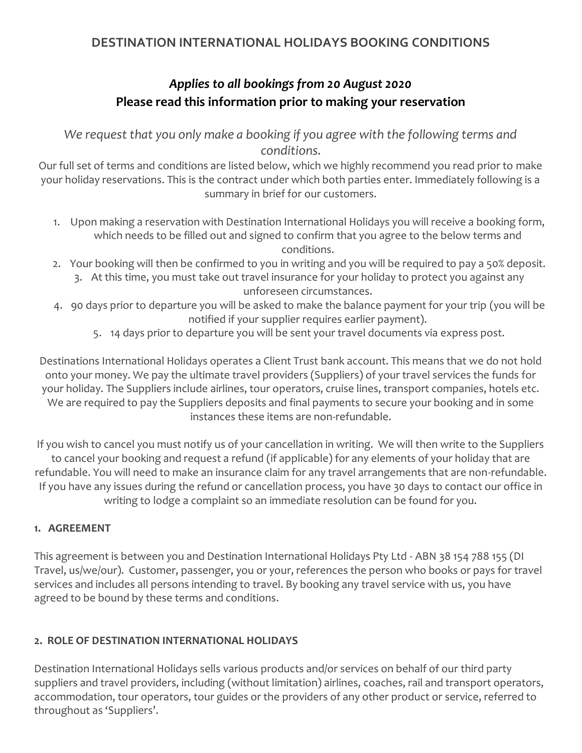# DESTINATION INTERNATIONAL HOLIDAYS BOOKING CONDITIONS

## *Applies to all bookings from 20 August 2020*
## Please read this information prior to making your reservation

*We request that you only make a booking if you agree with the following terms and conditions.*

Our full set of terms and conditions are listed below, which we highly recommend you read prior to make your holiday reservations. This is the contract under which both parties enter. Immediately following is a summary in brief for our customers.

1. Upon making a reservation with Destination International Holidays you will receive a booking form, which needs to be filled out and signed to confirm that you agree to the below terms and conditions.
2. Your booking will then be confirmed to you in writing and you will be required to pay a 50% deposit.
3. At this time, you must take out travel insurance for your holiday to protect you against any unforeseen circumstances.
4. 90 days prior to departure you will be asked to make the balance payment for your trip (you will be notified if your supplier requires earlier payment).
5. 14 days prior to departure you will be sent your travel documents via express post.

Destinations International Holidays operates a Client Trust bank account. This means that we do not hold onto your money. We pay the ultimate travel providers (Suppliers) of your travel services the funds for your holiday. The Suppliers include airlines, tour operators, cruise lines, transport companies, hotels etc. We are required to pay the Suppliers deposits and final payments to secure your booking and in some instances these items are non-refundable.

If you wish to cancel you must notify us of your cancellation in writing. We will then write to the Suppliers to cancel your booking and request a refund (if applicable) for any elements of your holiday that are refundable. You will need to make an insurance claim for any travel arrangements that are non-refundable. If you have any issues during the refund or cancellation process, you have 30 days to contact our office in writing to lodge a complaint so an immediate resolution can be found for you.

### 1. AGREEMENT

This agreement is between you and Destination International Holidays Pty Ltd - ABN 38 154 788 155 (DI Travel, us/we/our). Customer, passenger, you or your, references the person who books or pays for travel services and includes all persons intending to travel. By booking any travel service with us, you have agreed to be bound by these terms and conditions.

### 2. ROLE OF DESTINATION INTERNATIONAL HOLIDAYS

Destination International Holidays sells various products and/or services on behalf of our third party suppliers and travel providers, including (without limitation) airlines, coaches, rail and transport operators, accommodation, tour operators, tour guides or the providers of any other product or service, referred to throughout as 'Suppliers'.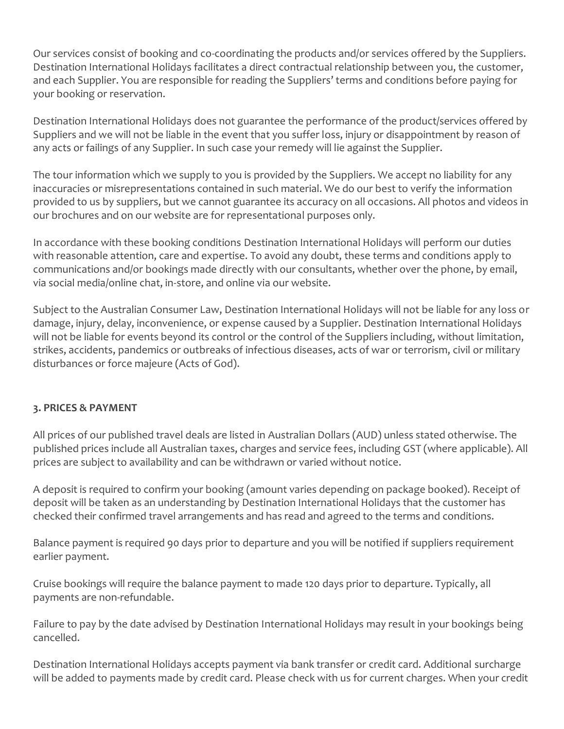Our services consist of booking and co-coordinating the products and/or services offered by the Suppliers. Destination International Holidays facilitates a direct contractual relationship between you, the customer, and each Supplier. You are responsible for reading the Suppliers' terms and conditions before paying for your booking or reservation.

Destination International Holidays does not guarantee the performance of the product/services offered by Suppliers and we will not be liable in the event that you suffer loss, injury or disappointment by reason of any acts or failings of any Supplier. In such case your remedy will lie against the Supplier.

The tour information which we supply to you is provided by the Suppliers. We accept no liability for any inaccuracies or misrepresentations contained in such material. We do our best to verify the information provided to us by suppliers, but we cannot guarantee its accuracy on all occasions. All photos and videos in our brochures and on our website are for representational purposes only.

In accordance with these booking conditions Destination International Holidays will perform our duties with reasonable attention, care and expertise. To avoid any doubt, these terms and conditions apply to communications and/or bookings made directly with our consultants, whether over the phone, by email, via social media/online chat, in-store, and online via our website.

Subject to the Australian Consumer Law, Destination International Holidays will not be liable for any loss or damage, injury, delay, inconvenience, or expense caused by a Supplier. Destination International Holidays will not be liable for events beyond its control or the control of the Suppliers including, without limitation, strikes, accidents, pandemics or outbreaks of infectious diseases, acts of war or terrorism, civil or military disturbances or force majeure (Acts of God).

## 3. PRICES & PAYMENT

All prices of our published travel deals are listed in Australian Dollars (AUD) unless stated otherwise. The published prices include all Australian taxes, charges and service fees, including GST (where applicable). All prices are subject to availability and can be withdrawn or varied without notice.

A deposit is required to confirm your booking (amount varies depending on package booked). Receipt of deposit will be taken as an understanding by Destination International Holidays that the customer has checked their confirmed travel arrangements and has read and agreed to the terms and conditions.

Balance payment is required 90 days prior to departure and you will be notified if suppliers requirement earlier payment.

Cruise bookings will require the balance payment to made 120 days prior to departure. Typically, all payments are non-refundable.

Failure to pay by the date advised by Destination International Holidays may result in your bookings being cancelled.

Destination International Holidays accepts payment via bank transfer or credit card. Additional surcharge will be added to payments made by credit card. Please check with us for current charges. When your credit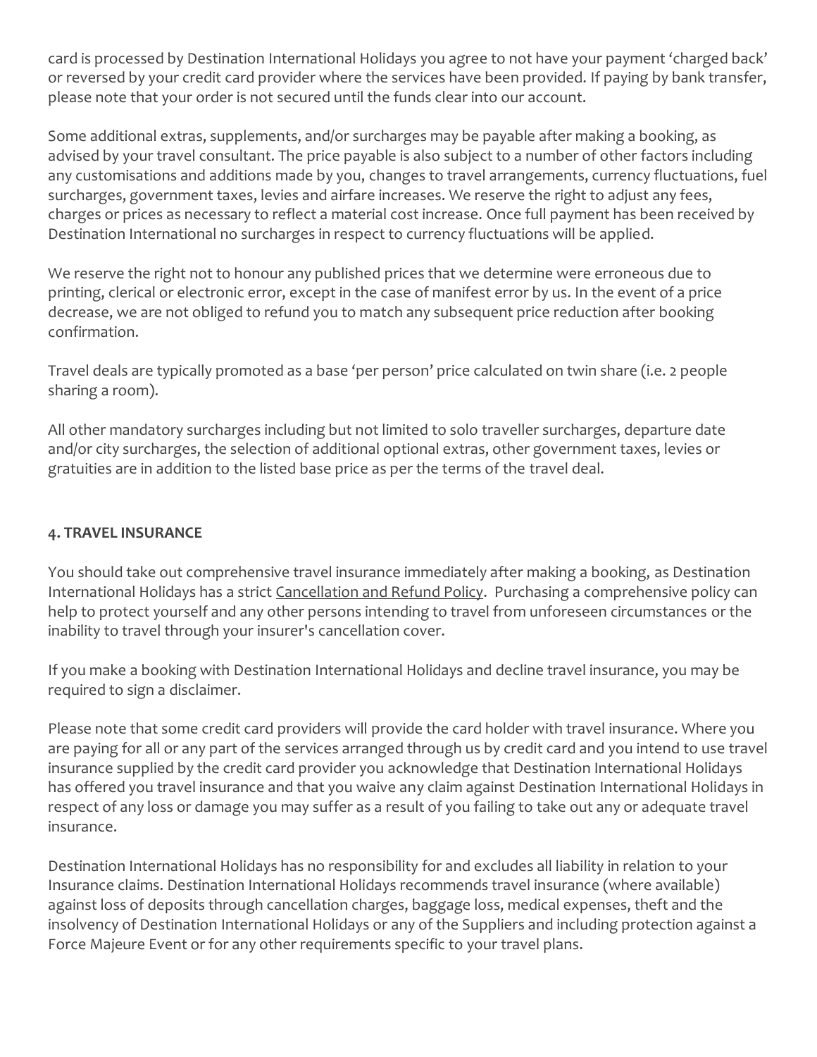card is processed by Destination International Holidays you agree to not have your payment 'charged back' or reversed by your credit card provider where the services have been provided. If paying by bank transfer, please note that your order is not secured until the funds clear into our account.

Some additional extras, supplements, and/or surcharges may be payable after making a booking, as advised by your travel consultant. The price payable is also subject to a number of other factors including any customisations and additions made by you, changes to travel arrangements, currency fluctuations, fuel surcharges, government taxes, levies and airfare increases. We reserve the right to adjust any fees, charges or prices as necessary to reflect a material cost increase. Once full payment has been received by Destination International no surcharges in respect to currency fluctuations will be applied.

We reserve the right not to honour any published prices that we determine were erroneous due to printing, clerical or electronic error, except in the case of manifest error by us. In the event of a price decrease, we are not obliged to refund you to match any subsequent price reduction after booking confirmation.

Travel deals are typically promoted as a base 'per person' price calculated on twin share (i.e. 2 people sharing a room).

All other mandatory surcharges including but not limited to solo traveller surcharges, departure date and/or city surcharges, the selection of additional optional extras, other government taxes, levies or gratuities are in addition to the listed base price as per the terms of the travel deal.

**4. TRAVEL INSURANCE**

You should take out comprehensive travel insurance immediately after making a booking, as Destination International Holidays has a strict Cancellation and Refund Policy. Purchasing a comprehensive policy can help to protect yourself and any other persons intending to travel from unforeseen circumstances or the inability to travel through your insurer's cancellation cover.

If you make a booking with Destination International Holidays and decline travel insurance, you may be required to sign a disclaimer.

Please note that some credit card providers will provide the card holder with travel insurance. Where you are paying for all or any part of the services arranged through us by credit card and you intend to use travel insurance supplied by the credit card provider you acknowledge that Destination International Holidays has offered you travel insurance and that you waive any claim against Destination International Holidays in respect of any loss or damage you may suffer as a result of you failing to take out any or adequate travel insurance.

Destination International Holidays has no responsibility for and excludes all liability in relation to your Insurance claims. Destination International Holidays recommends travel insurance (where available) against loss of deposits through cancellation charges, baggage loss, medical expenses, theft and the insolvency of Destination International Holidays or any of the Suppliers and including protection against a Force Majeure Event or for any other requirements specific to your travel plans.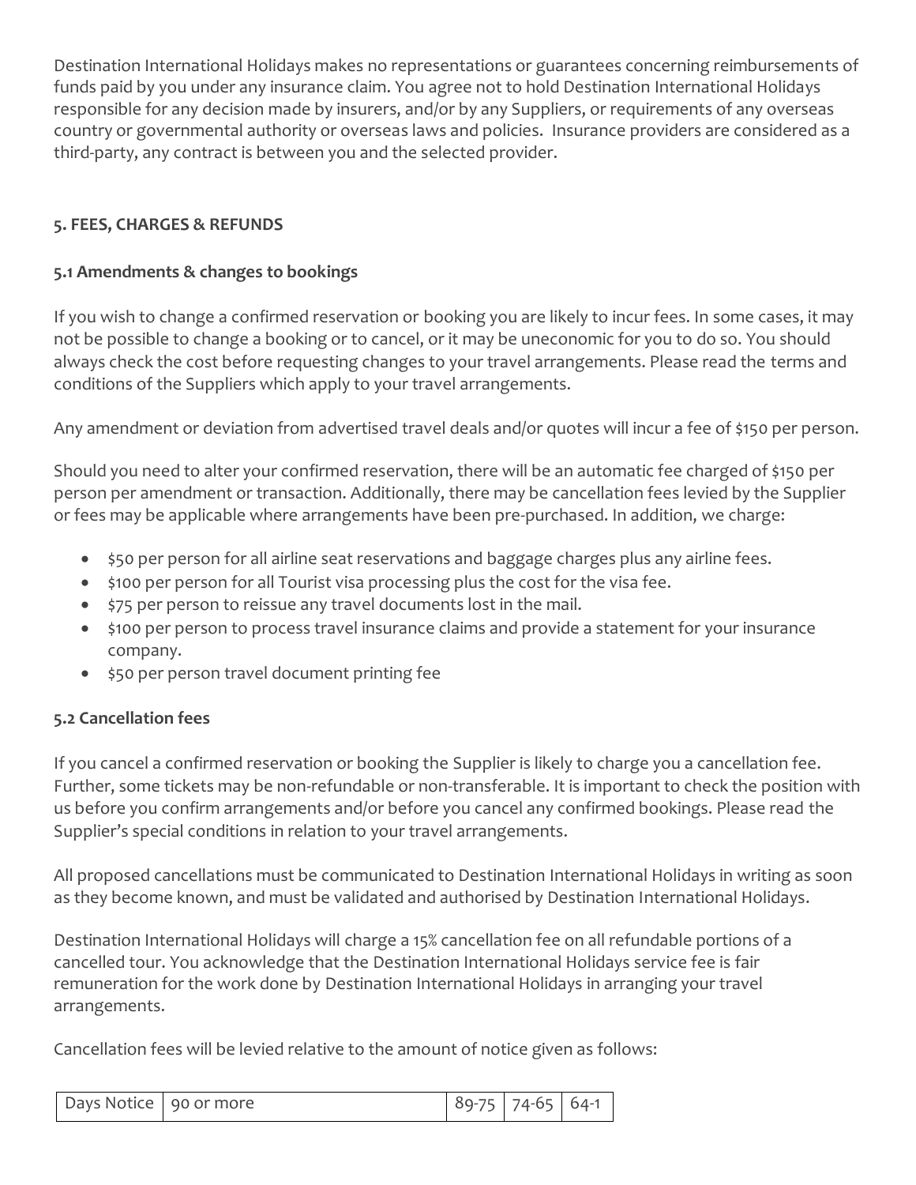Destination International Holidays makes no representations or guarantees concerning reimbursements of funds paid by you under any insurance claim. You agree not to hold Destination International Holidays responsible for any decision made by insurers, and/or by any Suppliers, or requirements of any overseas country or governmental authority or overseas laws and policies. Insurance providers are considered as a third-party, any contract is between you and the selected provider.

### 5. FEES, CHARGES & REFUNDS

#### 5.1 Amendments & changes to bookings

If you wish to change a confirmed reservation or booking you are likely to incur fees. In some cases, it may not be possible to change a booking or to cancel, or it may be uneconomic for you to do so. You should always check the cost before requesting changes to your travel arrangements. Please read the terms and conditions of the Suppliers which apply to your travel arrangements.

Any amendment or deviation from advertised travel deals and/or quotes will incur a fee of $150 per person.

Should you need to alter your confirmed reservation, there will be an automatic fee charged of $150 per person per amendment or transaction. Additionally, there may be cancellation fees levied by the Supplier or fees may be applicable where arrangements have been pre-purchased. In addition, we charge:

- $50 per person for all airline seat reservations and baggage charges plus any airline fees.
- $100 per person for all Tourist visa processing plus the cost for the visa fee.
- $75 per person to reissue any travel documents lost in the mail.
- $100 per person to process travel insurance claims and provide a statement for your insurance company.
- $50 per person travel document printing fee

#### 5.2 Cancellation fees

If you cancel a confirmed reservation or booking the Supplier is likely to charge you a cancellation fee. Further, some tickets may be non-refundable or non-transferable. It is important to check the position with us before you confirm arrangements and/or before you cancel any confirmed bookings. Please read the Supplier's special conditions in relation to your travel arrangements.

All proposed cancellations must be communicated to Destination International Holidays in writing as soon as they become known, and must be validated and authorised by Destination International Holidays.

Destination International Holidays will charge a 15% cancellation fee on all refundable portions of a cancelled tour. You acknowledge that the Destination International Holidays service fee is fair remuneration for the work done by Destination International Holidays in arranging your travel arrangements.

Cancellation fees will be levied relative to the amount of notice given as follows:

| Days Notice | 90 or more | 89-75 | 74-65 | 64-1 |
|---|---|---|---|---|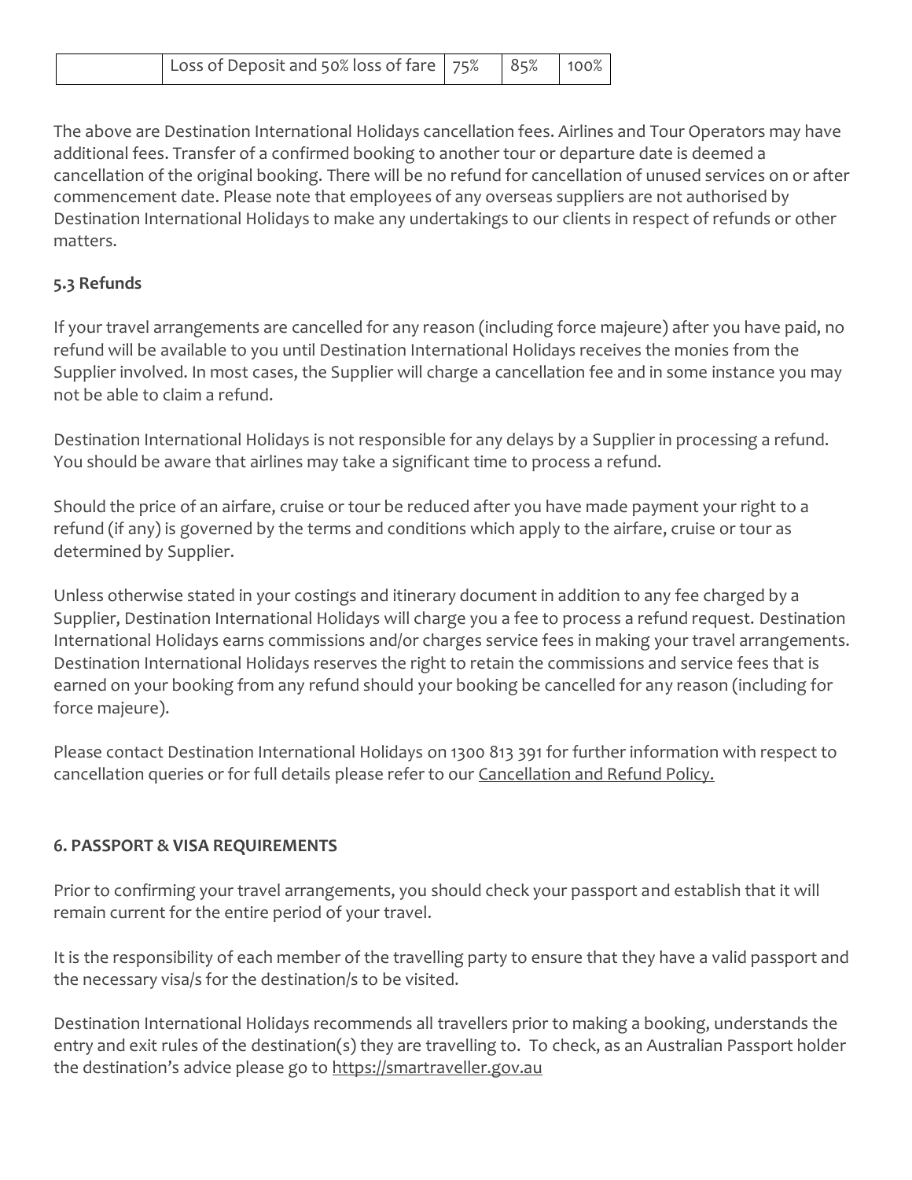|  | Loss of Deposit and 50% loss of fare | 75% | 85% | 100% |
|---|---|---|---|---|

The above are Destination International Holidays cancellation fees. Airlines and Tour Operators may have additional fees. Transfer of a confirmed booking to another tour or departure date is deemed a cancellation of the original booking. There will be no refund for cancellation of unused services on or after commencement date. Please note that employees of any overseas suppliers are not authorised by Destination International Holidays to make any undertakings to our clients in respect of refunds or other matters.

**5.3 Refunds**

If your travel arrangements are cancelled for any reason (including force majeure) after you have paid, no refund will be available to you until Destination International Holidays receives the monies from the Supplier involved. In most cases, the Supplier will charge a cancellation fee and in some instance you may not be able to claim a refund.

Destination International Holidays is not responsible for any delays by a Supplier in processing a refund. You should be aware that airlines may take a significant time to process a refund.

Should the price of an airfare, cruise or tour be reduced after you have made payment your right to a refund (if any) is governed by the terms and conditions which apply to the airfare, cruise or tour as determined by Supplier.

Unless otherwise stated in your costings and itinerary document in addition to any fee charged by a Supplier, Destination International Holidays will charge you a fee to process a refund request. Destination International Holidays earns commissions and/or charges service fees in making your travel arrangements. Destination International Holidays reserves the right to retain the commissions and service fees that is earned on your booking from any refund should your booking be cancelled for any reason (including for force majeure).

Please contact Destination International Holidays on 1300 813 391 for further information with respect to cancellation queries or for full details please refer to our Cancellation and Refund Policy.

**6. PASSPORT & VISA REQUIREMENTS**

Prior to confirming your travel arrangements, you should check your passport and establish that it will remain current for the entire period of your travel.

It is the responsibility of each member of the travelling party to ensure that they have a valid passport and the necessary visa/s for the destination/s to be visited.

Destination International Holidays recommends all travellers prior to making a booking, understands the entry and exit rules of the destination(s) they are travelling to. To check, as an Australian Passport holder the destination's advice please go to https://smartraveller.gov.au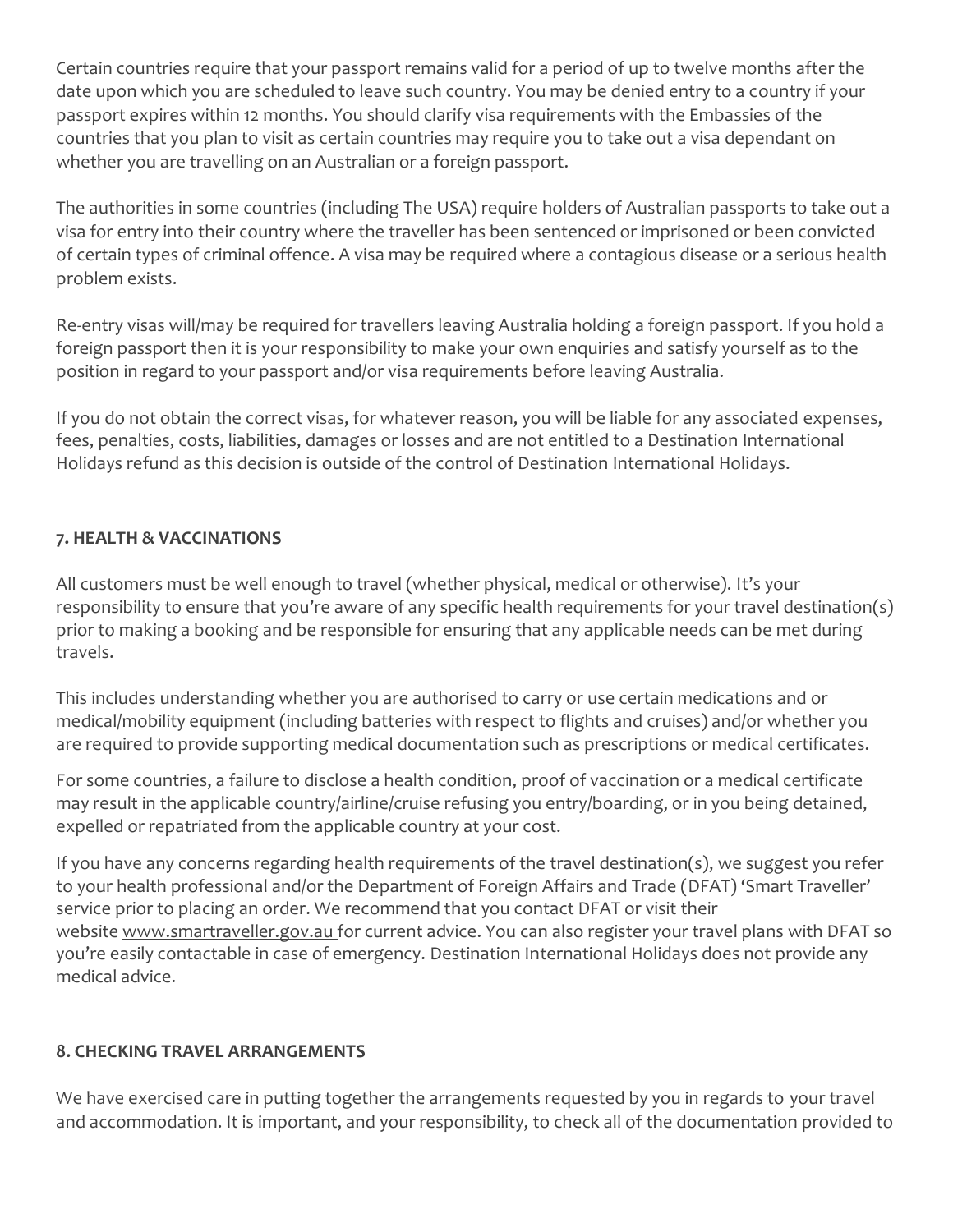Certain countries require that your passport remains valid for a period of up to twelve months after the date upon which you are scheduled to leave such country. You may be denied entry to a country if your passport expires within 12 months. You should clarify visa requirements with the Embassies of the countries that you plan to visit as certain countries may require you to take out a visa dependant on whether you are travelling on an Australian or a foreign passport.

The authorities in some countries (including The USA) require holders of Australian passports to take out a visa for entry into their country where the traveller has been sentenced or imprisoned or been convicted of certain types of criminal offence. A visa may be required where a contagious disease or a serious health problem exists.

Re-entry visas will/may be required for travellers leaving Australia holding a foreign passport. If you hold a foreign passport then it is your responsibility to make your own enquiries and satisfy yourself as to the position in regard to your passport and/or visa requirements before leaving Australia.

If you do not obtain the correct visas, for whatever reason, you will be liable for any associated expenses, fees, penalties, costs, liabilities, damages or losses and are not entitled to a Destination International Holidays refund as this decision is outside of the control of Destination International Holidays.

### 7. HEALTH & VACCINATIONS

All customers must be well enough to travel (whether physical, medical or otherwise). It's your responsibility to ensure that you're aware of any specific health requirements for your travel destination(s) prior to making a booking and be responsible for ensuring that any applicable needs can be met during travels.

This includes understanding whether you are authorised to carry or use certain medications and or medical/mobility equipment (including batteries with respect to flights and cruises) and/or whether you are required to provide supporting medical documentation such as prescriptions or medical certificates.

For some countries, a failure to disclose a health condition, proof of vaccination or a medical certificate may result in the applicable country/airline/cruise refusing you entry/boarding, or in you being detained, expelled or repatriated from the applicable country at your cost.

If you have any concerns regarding health requirements of the travel destination(s), we suggest you refer to your health professional and/or the Department of Foreign Affairs and Trade (DFAT) 'Smart Traveller' service prior to placing an order. We recommend that you contact DFAT or visit their website www.smartraveller.gov.au for current advice. You can also register your travel plans with DFAT so you're easily contactable in case of emergency. Destination International Holidays does not provide any medical advice.

### 8. CHECKING TRAVEL ARRANGEMENTS

We have exercised care in putting together the arrangements requested by you in regards to your travel and accommodation. It is important, and your responsibility, to check all of the documentation provided to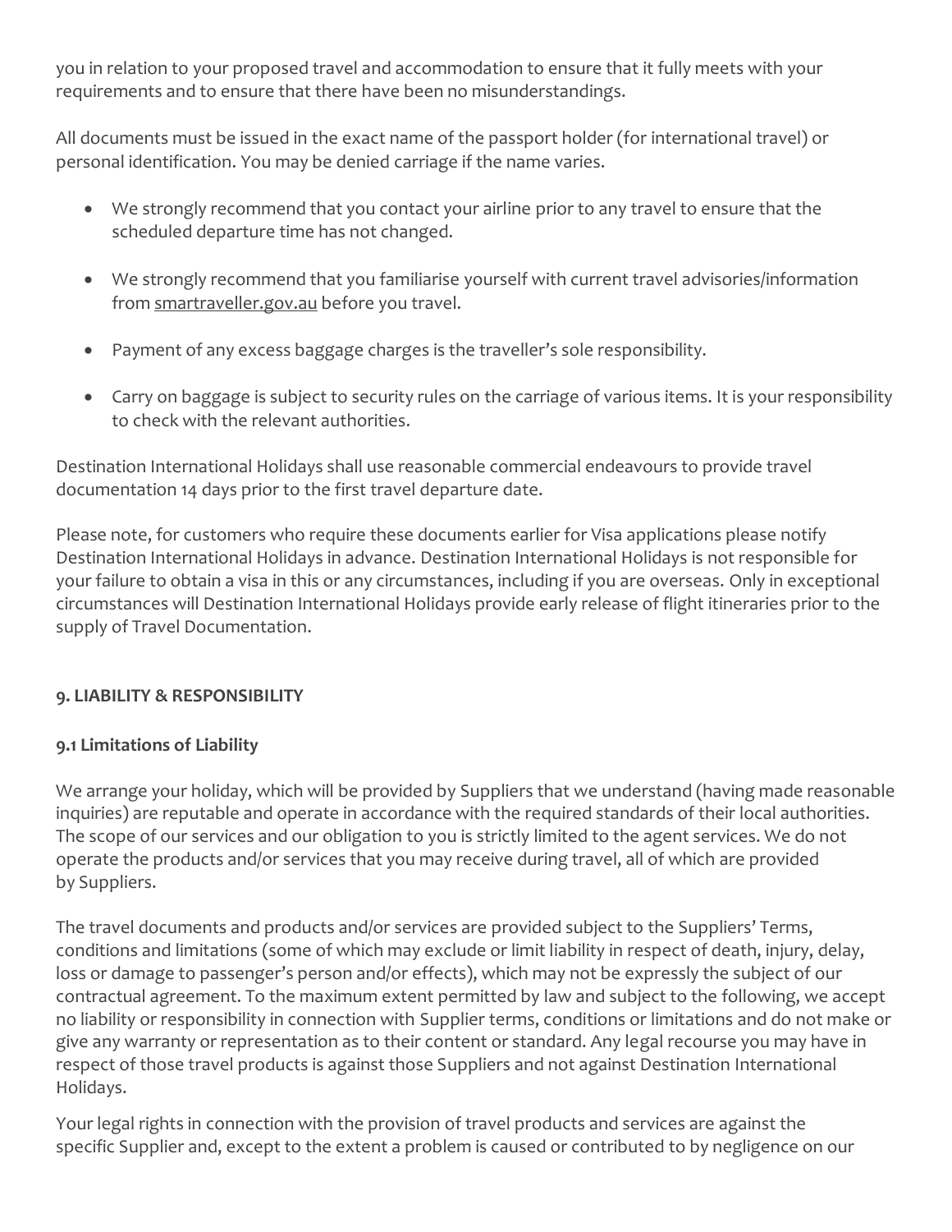you in relation to your proposed travel and accommodation to ensure that it fully meets with your requirements and to ensure that there have been no misunderstandings.

All documents must be issued in the exact name of the passport holder (for international travel) or personal identification. You may be denied carriage if the name varies.

- We strongly recommend that you contact your airline prior to any travel to ensure that the scheduled departure time has not changed.
- We strongly recommend that you familiarise yourself with current travel advisories/information from smartraveller.gov.au before you travel.
- Payment of any excess baggage charges is the traveller's sole responsibility.
- Carry on baggage is subject to security rules on the carriage of various items. It is your responsibility to check with the relevant authorities.

Destination International Holidays shall use reasonable commercial endeavours to provide travel documentation 14 days prior to the first travel departure date.

Please note, for customers who require these documents earlier for Visa applications please notify Destination International Holidays in advance. Destination International Holidays is not responsible for your failure to obtain a visa in this or any circumstances, including if you are overseas. Only in exceptional circumstances will Destination International Holidays provide early release of flight itineraries prior to the supply of Travel Documentation.

## 9. LIABILITY & RESPONSIBILITY

### 9.1 Limitations of Liability

We arrange your holiday, which will be provided by Suppliers that we understand (having made reasonable inquiries) are reputable and operate in accordance with the required standards of their local authorities. The scope of our services and our obligation to you is strictly limited to the agent services. We do not operate the products and/or services that you may receive during travel, all of which are provided by Suppliers.

The travel documents and products and/or services are provided subject to the Suppliers' Terms, conditions and limitations (some of which may exclude or limit liability in respect of death, injury, delay, loss or damage to passenger's person and/or effects), which may not be expressly the subject of our contractual agreement. To the maximum extent permitted by law and subject to the following, we accept no liability or responsibility in connection with Supplier terms, conditions or limitations and do not make or give any warranty or representation as to their content or standard. Any legal recourse you may have in respect of those travel products is against those Suppliers and not against Destination International Holidays.

Your legal rights in connection with the provision of travel products and services are against the specific Supplier and, except to the extent a problem is caused or contributed to by negligence on our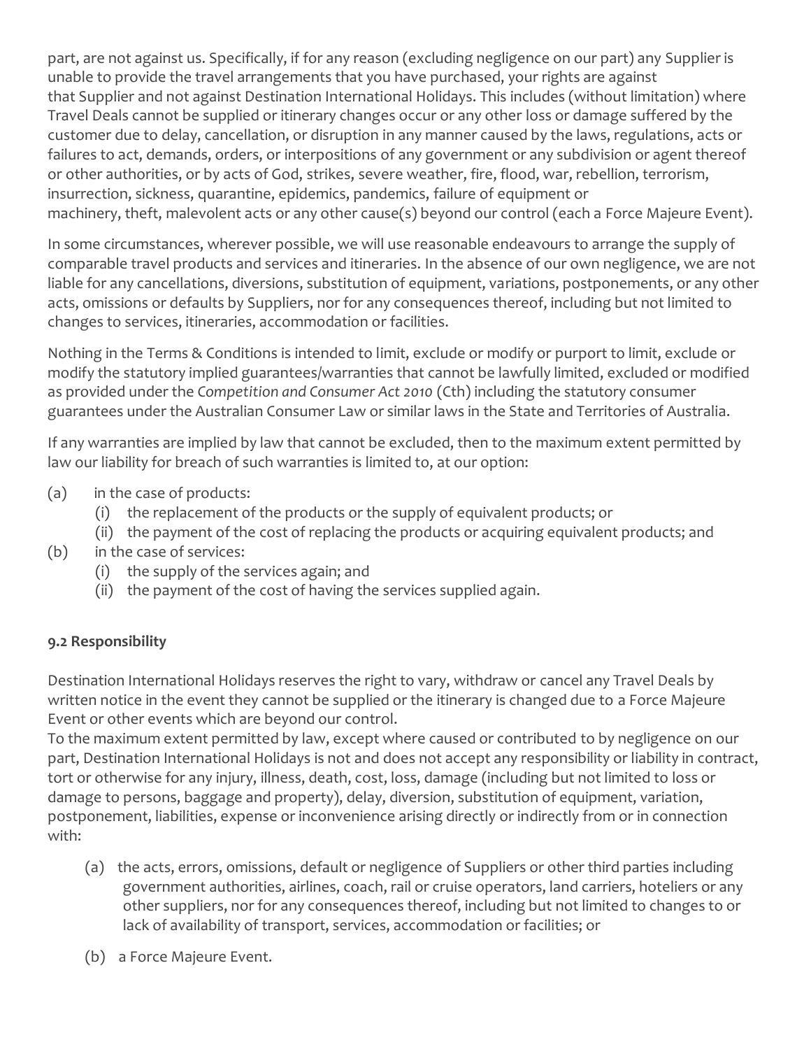part, are not against us. Specifically, if for any reason (excluding negligence on our part) any Supplier is unable to provide the travel arrangements that you have purchased, your rights are against that Supplier and not against Destination International Holidays. This includes (without limitation) where Travel Deals cannot be supplied or itinerary changes occur or any other loss or damage suffered by the customer due to delay, cancellation, or disruption in any manner caused by the laws, regulations, acts or failures to act, demands, orders, or interpositions of any government or any subdivision or agent thereof or other authorities, or by acts of God, strikes, severe weather, fire, flood, war, rebellion, terrorism, insurrection, sickness, quarantine, epidemics, pandemics, failure of equipment or machinery, theft, malevolent acts or any other cause(s) beyond our control (each a Force Majeure Event).

In some circumstances, wherever possible, we will use reasonable endeavours to arrange the supply of comparable travel products and services and itineraries. In the absence of our own negligence, we are not liable for any cancellations, diversions, substitution of equipment, variations, postponements, or any other acts, omissions or defaults by Suppliers, nor for any consequences thereof, including but not limited to changes to services, itineraries, accommodation or facilities.

Nothing in the Terms & Conditions is intended to limit, exclude or modify or purport to limit, exclude or modify the statutory implied guarantees/warranties that cannot be lawfully limited, excluded or modified as provided under the *Competition and Consumer Act 2010* (Cth) including the statutory consumer guarantees under the Australian Consumer Law or similar laws in the State and Territories of Australia.

If any warranties are implied by law that cannot be excluded, then to the maximum extent permitted by law our liability for breach of such warranties is limited to, at our option:

(a) in the case of products:
  (i) the replacement of the products or the supply of equivalent products; or
  (ii) the payment of the cost of replacing the products or acquiring equivalent products; and

(b) in the case of services:
  (i) the supply of the services again; and
  (ii) the payment of the cost of having the services supplied again.

**9.2 Responsibility**

Destination International Holidays reserves the right to vary, withdraw or cancel any Travel Deals by written notice in the event they cannot be supplied or the itinerary is changed due to a Force Majeure Event or other events which are beyond our control.
To the maximum extent permitted by law, except where caused or contributed to by negligence on our part, Destination International Holidays is not and does not accept any responsibility or liability in contract, tort or otherwise for any injury, illness, death, cost, loss, damage (including but not limited to loss or damage to persons, baggage and property), delay, diversion, substitution of equipment, variation, postponement, liabilities, expense or inconvenience arising directly or indirectly from or in connection with:

(a) the acts, errors, omissions, default or negligence of Suppliers or other third parties including government authorities, airlines, coach, rail or cruise operators, land carriers, hoteliers or any other suppliers, nor for any consequences thereof, including but not limited to changes to or lack of availability of transport, services, accommodation or facilities; or

(b) a Force Majeure Event.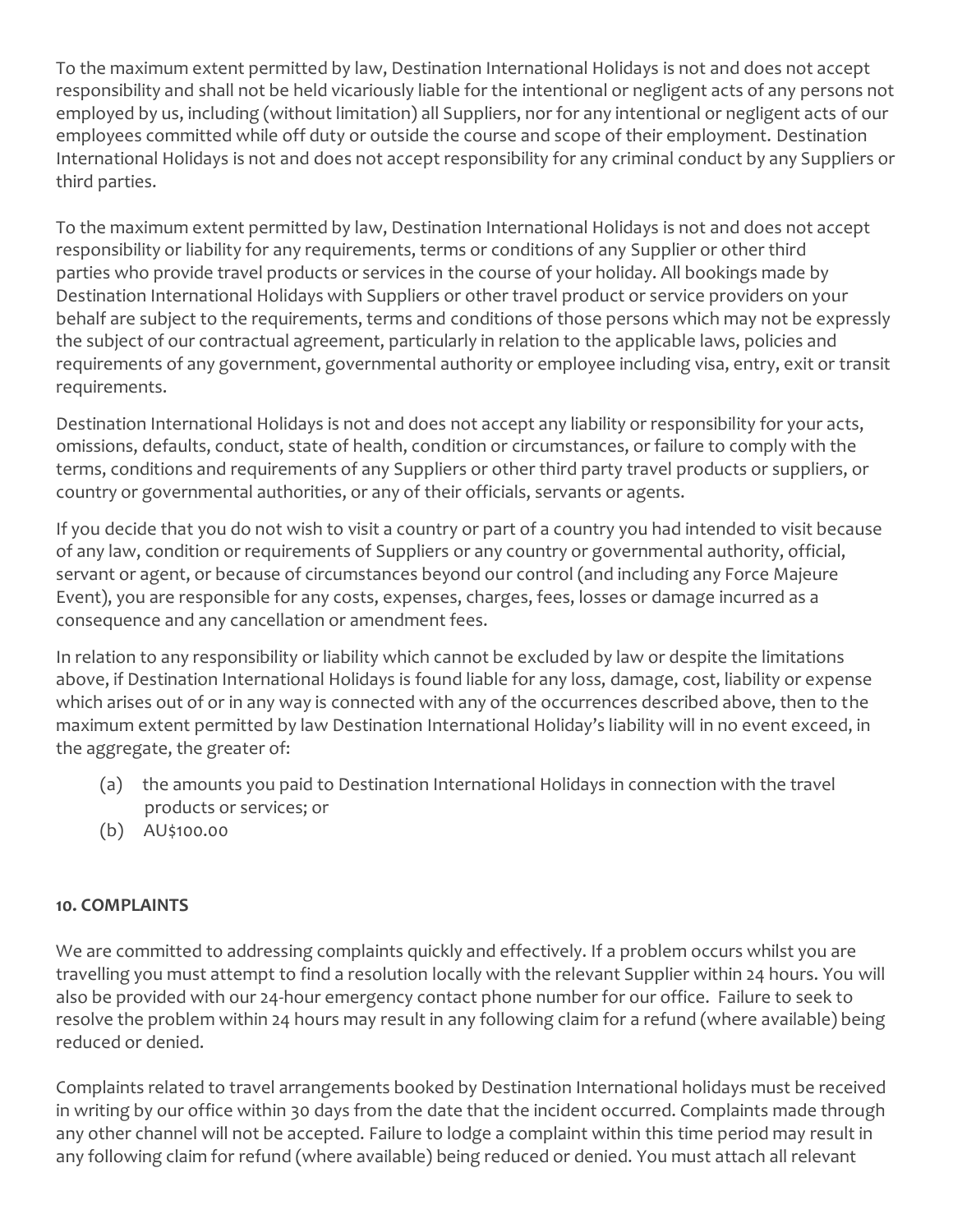To the maximum extent permitted by law, Destination International Holidays is not and does not accept responsibility and shall not be held vicariously liable for the intentional or negligent acts of any persons not employed by us, including (without limitation) all Suppliers, nor for any intentional or negligent acts of our employees committed while off duty or outside the course and scope of their employment. Destination International Holidays is not and does not accept responsibility for any criminal conduct by any Suppliers or third parties.

To the maximum extent permitted by law, Destination International Holidays is not and does not accept responsibility or liability for any requirements, terms or conditions of any Supplier or other third parties who provide travel products or services in the course of your holiday. All bookings made by Destination International Holidays with Suppliers or other travel product or service providers on your behalf are subject to the requirements, terms and conditions of those persons which may not be expressly the subject of our contractual agreement, particularly in relation to the applicable laws, policies and requirements of any government, governmental authority or employee including visa, entry, exit or transit requirements.

Destination International Holidays is not and does not accept any liability or responsibility for your acts, omissions, defaults, conduct, state of health, condition or circumstances, or failure to comply with the terms, conditions and requirements of any Suppliers or other third party travel products or suppliers, or country or governmental authorities, or any of their officials, servants or agents.

If you decide that you do not wish to visit a country or part of a country you had intended to visit because of any law, condition or requirements of Suppliers or any country or governmental authority, official, servant or agent, or because of circumstances beyond our control (and including any Force Majeure Event), you are responsible for any costs, expenses, charges, fees, losses or damage incurred as a consequence and any cancellation or amendment fees.

In relation to any responsibility or liability which cannot be excluded by law or despite the limitations above, if Destination International Holidays is found liable for any loss, damage, cost, liability or expense which arises out of or in any way is connected with any of the occurrences described above, then to the maximum extent permitted by law Destination International Holiday's liability will in no event exceed, in the aggregate, the greater of:

(a) the amounts you paid to Destination International Holidays in connection with the travel products or services; or
(b) AU$100.00

**10. COMPLAINTS**

We are committed to addressing complaints quickly and effectively. If a problem occurs whilst you are travelling you must attempt to find a resolution locally with the relevant Supplier within 24 hours. You will also be provided with our 24-hour emergency contact phone number for our office. Failure to seek to resolve the problem within 24 hours may result in any following claim for a refund (where available) being reduced or denied.

Complaints related to travel arrangements booked by Destination International holidays must be received in writing by our office within 30 days from the date that the incident occurred. Complaints made through any other channel will not be accepted. Failure to lodge a complaint within this time period may result in any following claim for refund (where available) being reduced or denied. You must attach all relevant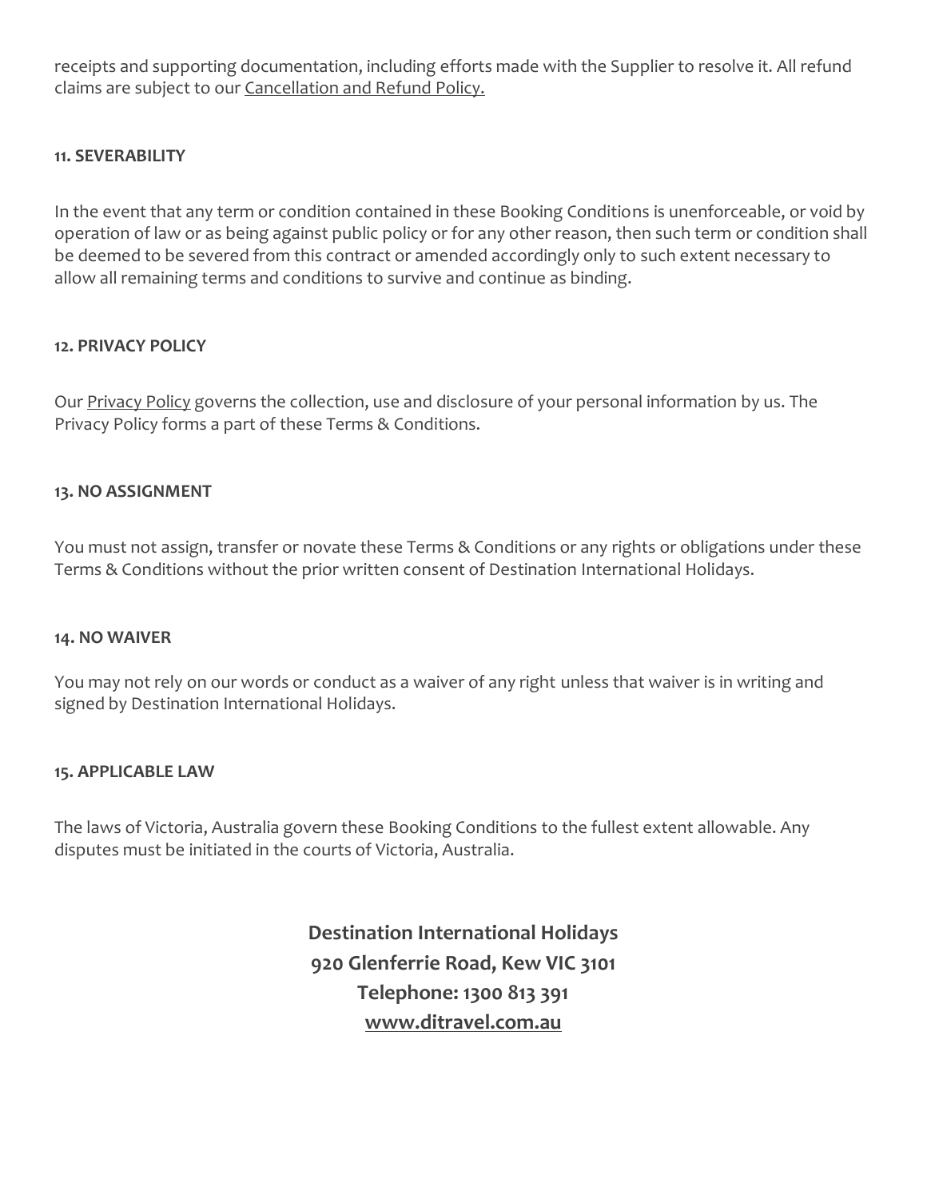receipts and supporting documentation, including efforts made with the Supplier to resolve it. All refund claims are subject to our Cancellation and Refund Policy.

#### 11. SEVERABILITY

In the event that any term or condition contained in these Booking Conditions is unenforceable, or void by operation of law or as being against public policy or for any other reason, then such term or condition shall be deemed to be severed from this contract or amended accordingly only to such extent necessary to allow all remaining terms and conditions to survive and continue as binding.

#### 12. PRIVACY POLICY

Our Privacy Policy governs the collection, use and disclosure of your personal information by us. The Privacy Policy forms a part of these Terms & Conditions.

#### 13. NO ASSIGNMENT

You must not assign, transfer or novate these Terms & Conditions or any rights or obligations under these Terms & Conditions without the prior written consent of Destination International Holidays.

#### 14. NO WAIVER

You may not rely on our words or conduct as a waiver of any right unless that waiver is in writing and signed by Destination International Holidays.

#### 15. APPLICABLE LAW

The laws of Victoria, Australia govern these Booking Conditions to the fullest extent allowable. Any disputes must be initiated in the courts of Victoria, Australia.

**Destination International Holidays**
**920 Glenferrie Road, Kew VIC 3101**
**Telephone: 1300 813 391**
**www.ditravel.com.au**